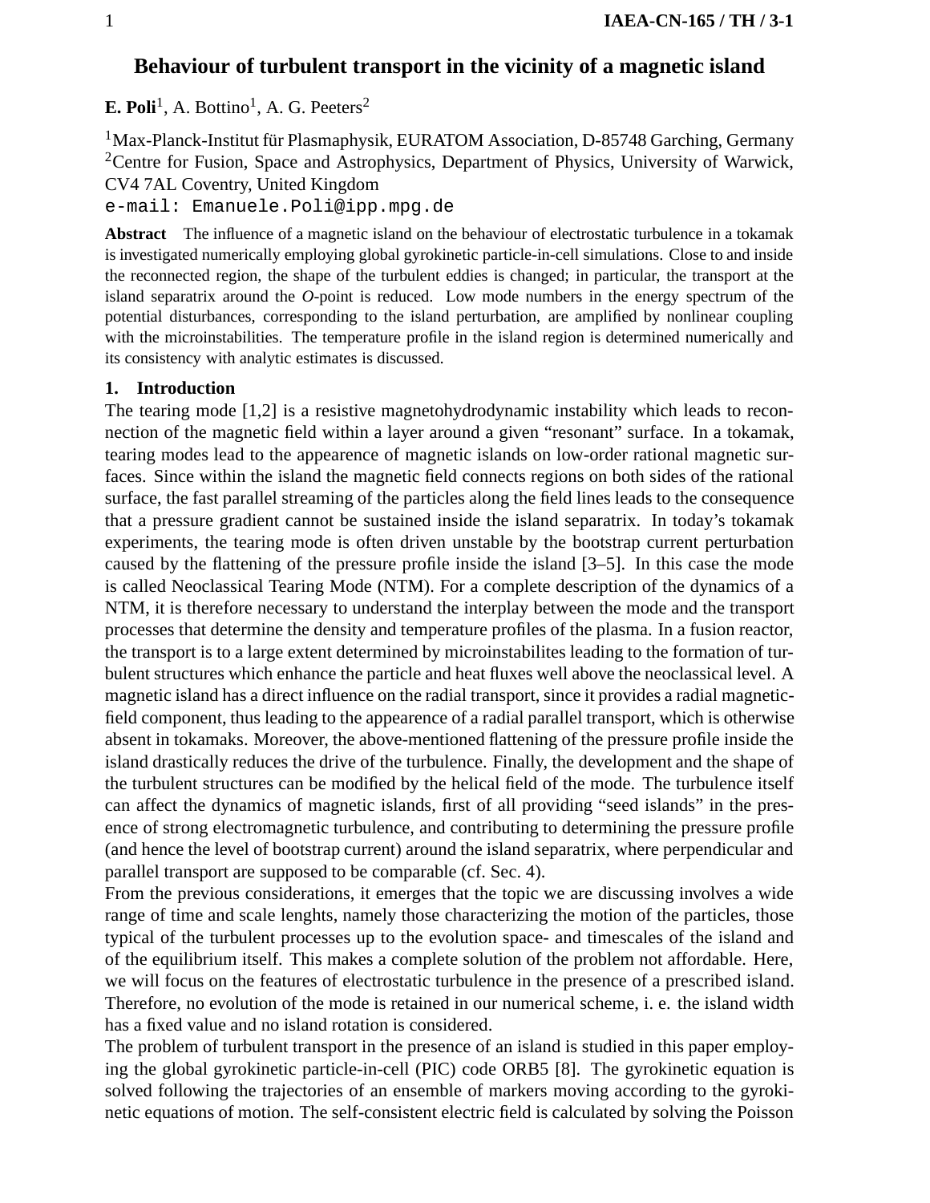# Behaviour of turbulent transport in the vicinity of a magnetic island

**E. Poli**[1], A. Bottino[1], A. G. Peeters[2]

[1]Max-Planck-Institut für Plasmaphysik, EURATOM Association, D-85748 Garching, Germany
[2]Centre for Fusion, Space and Astrophysics, Department of Physics, University of Warwick, CV4 7AL Coventry, United Kingdom
e-mail: Emanuele.Poli@ipp.mpg.de

**Abstract** The influence of a magnetic island on the behaviour of electrostatic turbulence in a tokamak is investigated numerically employing global gyrokinetic particle-in-cell simulations. Close to and inside the reconnected region, the shape of the turbulent eddies is changed; in particular, the transport at the island separatrix around the *O*-point is reduced. Low mode numbers in the energy spectrum of the potential disturbances, corresponding to the island perturbation, are amplified by nonlinear coupling with the microinstabilities. The temperature profile in the island region is determined numerically and its consistency with analytic estimates is discussed.

## 1. Introduction

The tearing mode [1,2] is a resistive magnetohydrodynamic instability which leads to reconnection of the magnetic field within a layer around a given "resonant" surface. In a tokamak, tearing modes lead to the appearence of magnetic islands on low-order rational magnetic surfaces. Since within the island the magnetic field connects regions on both sides of the rational surface, the fast parallel streaming of the particles along the field lines leads to the consequence that a pressure gradient cannot be sustained inside the island separatrix. In today's tokamak experiments, the tearing mode is often driven unstable by the bootstrap current perturbation caused by the flattening of the pressure profile inside the island [3–5]. In this case the mode is called Neoclassical Tearing Mode (NTM). For a complete description of the dynamics of a NTM, it is therefore necessary to understand the interplay between the mode and the transport processes that determine the density and temperature profiles of the plasma. In a fusion reactor, the transport is to a large extent determined by microinstabilites leading to the formation of turbulent structures which enhance the particle and heat fluxes well above the neoclassical level. A magnetic island has a direct influence on the radial transport, since it provides a radial magnetic-field component, thus leading to the appearence of a radial parallel transport, which is otherwise absent in tokamaks. Moreover, the above-mentioned flattening of the pressure profile inside the island drastically reduces the drive of the turbulence. Finally, the development and the shape of the turbulent structures can be modified by the helical field of the mode. The turbulence itself can affect the dynamics of magnetic islands, first of all providing "seed islands" in the presence of strong electromagnetic turbulence, and contributing to determining the pressure profile (and hence the level of bootstrap current) around the island separatrix, where perpendicular and parallel transport are supposed to be comparable (cf. Sec. 4).

From the previous considerations, it emerges that the topic we are discussing involves a wide range of time and scale lenghts, namely those characterizing the motion of the particles, those typical of the turbulent processes up to the evolution space- and timescales of the island and of the equilibrium itself. This makes a complete solution of the problem not affordable. Here, we will focus on the features of electrostatic turbulence in the presence of a prescribed island. Therefore, no evolution of the mode is retained in our numerical scheme, i. e. the island width has a fixed value and no island rotation is considered.

The problem of turbulent transport in the presence of an island is studied in this paper employing the global gyrokinetic particle-in-cell (PIC) code ORB5 [8]. The gyrokinetic equation is solved following the trajectories of an ensemble of markers moving according to the gyrokinetic equations of motion. The self-consistent electric field is calculated by solving the Poisson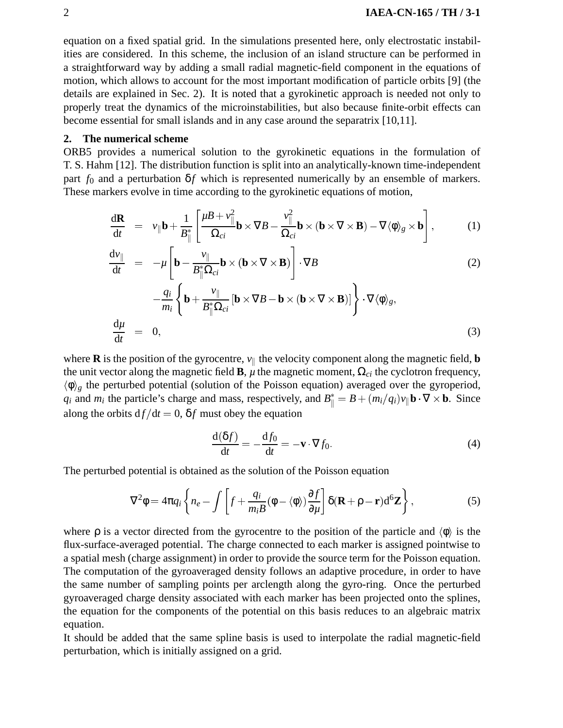equation on a fixed spatial grid. In the simulations presented here, only electrostatic instabilities are considered. In this scheme, the inclusion of an island structure can be performed in a straightforward way by adding a small radial magnetic-field component in the equations of motion, which allows to account for the most important modification of particle orbits [9] (the details are explained in Sec. 2). It is noted that a gyrokinetic approach is needed not only to properly treat the dynamics of the microinstabilities, but also because finite-orbit effects can become essential for small islands and in any case around the separatrix [10,11].

## 2. The numerical scheme

ORB5 provides a numerical solution to the gyrokinetic equations in the formulation of T. S. Hahm [12]. The distribution function is split into an analytically-known time-independent part $f_0$ and a perturbation $\delta f$ which is represented numerically by an ensemble of markers. These markers evolve in time according to the gyrokinetic equations of motion,

$$\frac{d\mathbf{R}}{dt} = v_{\parallel}\mathbf{b} + \frac{1}{B_{\parallel}^{*}}\left[\frac{\mu B + v_{\parallel}^{2}}{\Omega_{ci}}\mathbf{b}\times\nabla B - \frac{v_{\parallel}^{2}}{\Omega_{ci}}\mathbf{b}\times(\mathbf{b}\times\nabla\times\mathbf{B}) - \nabla\langle\phi\rangle_g \times \mathbf{b}\right], \tag{1}$$

$$\frac{dv_{\parallel}}{dt} = -\mu\left[\mathbf{b} - \frac{v_{\parallel}}{B_{\parallel}^{*}\Omega_{ci}}\mathbf{b}\times(\mathbf{b}\times\nabla\times\mathbf{B})\right]\cdot\nabla B \tag{2}$$

$$-\frac{q_i}{m_i}\left\{\mathbf{b} + \frac{v_{\parallel}}{B_{\parallel}^{*}\Omega_{ci}}\left[\mathbf{b}\times\nabla B - \mathbf{b}\times(\mathbf{b}\times\nabla\times\mathbf{B})\right]\right\}\cdot\nabla\langle\phi\rangle_g,$$

$$\frac{d\mu}{dt} = 0, \tag{3}$$

where $\mathbf{R}$ is the position of the gyrocentre, $v_{\parallel}$ the velocity component along the magnetic field, $\mathbf{b}$ the unit vector along the magnetic field $\mathbf{B}$, $\mu$ the magnetic moment, $\Omega_{ci}$ the cyclotron frequency, $\langle\phi\rangle_g$ the perturbed potential (solution of the Poisson equation) averaged over the gyroperiod, $q_i$ and $m_i$ the particle's charge and mass, respectively, and $B_{\parallel}^{*} = B + (m_i/q_i)v_{\parallel}\mathbf{b}\cdot\nabla\times\mathbf{b}$. Since along the orbits $df/dt = 0$, $\delta f$ must obey the equation

$$\frac{d(\delta f)}{dt} = -\frac{df_0}{dt} = -\mathbf{v}\cdot\nabla f_0. \tag{4}$$

The perturbed potential is obtained as the solution of the Poisson equation

$$\nabla^2\phi = 4\pi q_i\left\{n_e - \int\left[f + \frac{q_i}{m_i B}(\phi - \langle\phi\rangle)\frac{\partial f}{\partial\mu}\right]\delta(\mathbf{R}+\rho-\mathbf{r})d^6\mathbf{Z}\right\}, \tag{5}$$

where $\rho$ is a vector directed from the gyrocentre to the position of the particle and $\langle\phi\rangle$ is the flux-surface-averaged potential. The charge connected to each marker is assigned pointwise to a spatial mesh (charge assignment) in order to provide the source term for the Poisson equation. The computation of the gyroaveraged density follows an adaptive procedure, in order to have the same number of sampling points per arclength along the gyro-ring. Once the perturbed gyroaveraged charge density associated with each marker has been projected onto the splines, the equation for the components of the potential on this basis reduces to an algebraic matrix equation.

It should be added that the same spline basis is used to interpolate the radial magnetic-field perturbation, which is initially assigned on a grid.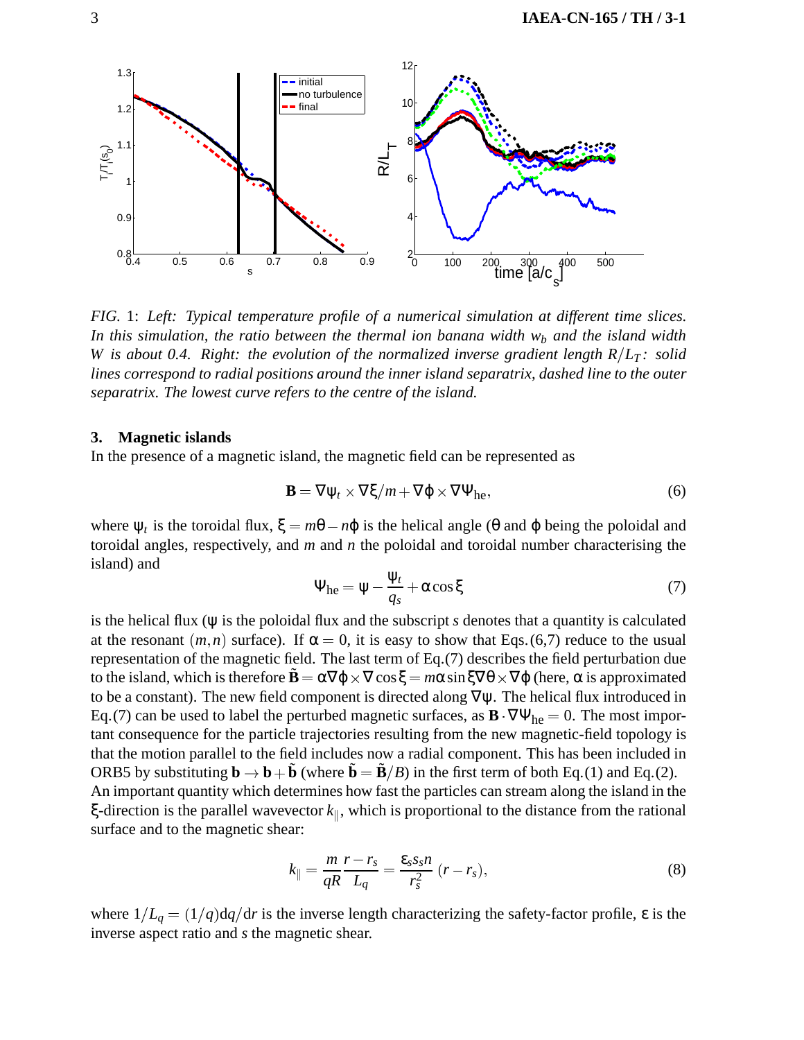FIG. 1: *Left: Typical temperature profile of a numerical simulation at different time slices. In this simulation, the ratio between the thermal ion banana width $w_b$ and the island width W is about 0.4. Right: the evolution of the normalized inverse gradient length $R/L_T$: solid lines correspond to radial positions around the inner island separatrix, dashed line to the outer separatrix. The lowest curve refers to the centre of the island.*

### 3. Magnetic islands

In the presence of a magnetic island, the magnetic field can be represented as

$$\mathbf{B} = \nabla\psi_t \times \nabla\xi/m + \nabla\varphi \times \nabla\Psi_{\text{he}}, \tag{6}$$

where $\psi_t$ is the toroidal flux, $\xi = m\theta - n\varphi$ is the helical angle ($\theta$ and $\varphi$ being the poloidal and toroidal angles, respectively, and $m$ and $n$ the poloidal and toroidal number characterising the island) and

$$\Psi_{\text{he}} = \psi - \frac{\psi_t}{q_s} + \alpha\cos\xi \tag{7}$$

is the helical flux ($\psi$ is the poloidal flux and the subscript $s$ denotes that a quantity is calculated at the resonant $(m,n)$ surface). If $\alpha = 0$, it is easy to show that Eqs.(6,7) reduce to the usual representation of the magnetic field. The last term of Eq.(7) describes the field perturbation due to the island, which is therefore $\tilde{\mathbf{B}} = \alpha\nabla\varphi \times \nabla\cos\xi = m\alpha\sin\xi\nabla\theta \times \nabla\varphi$ (here, $\alpha$ is approximated to be a constant). The new field component is directed along $\nabla\psi$. The helical flux introduced in Eq.(7) can be used to label the perturbed magnetic surfaces, as $\mathbf{B}\cdot\nabla\Psi_{\text{he}} = 0$. The most important consequence for the particle trajectories resulting from the new magnetic-field topology is that the motion parallel to the field includes now a radial component. This has been included in ORB5 by substituting $\mathbf{b} \to \mathbf{b} + \tilde{\mathbf{b}}$ (where $\tilde{\mathbf{b}} = \tilde{\mathbf{B}}/B$) in the first term of both Eq.(1) and Eq.(2). An important quantity which determines how fast the particles can stream along the island in the $\xi$-direction is the parallel wavevector $k_\parallel$, which is proportional to the distance from the rational surface and to the magnetic shear:

$$k_\parallel = \frac{m}{qR}\frac{r - r_s}{L_q} = \frac{\varepsilon_s s_s n}{r_s^2}\,(r - r_s), \tag{8}$$

where $1/L_q = (1/q)\mathrm{d}q/\mathrm{d}r$ is the inverse length characterizing the safety-factor profile, $\varepsilon$ is the inverse aspect ratio and $s$ the magnetic shear.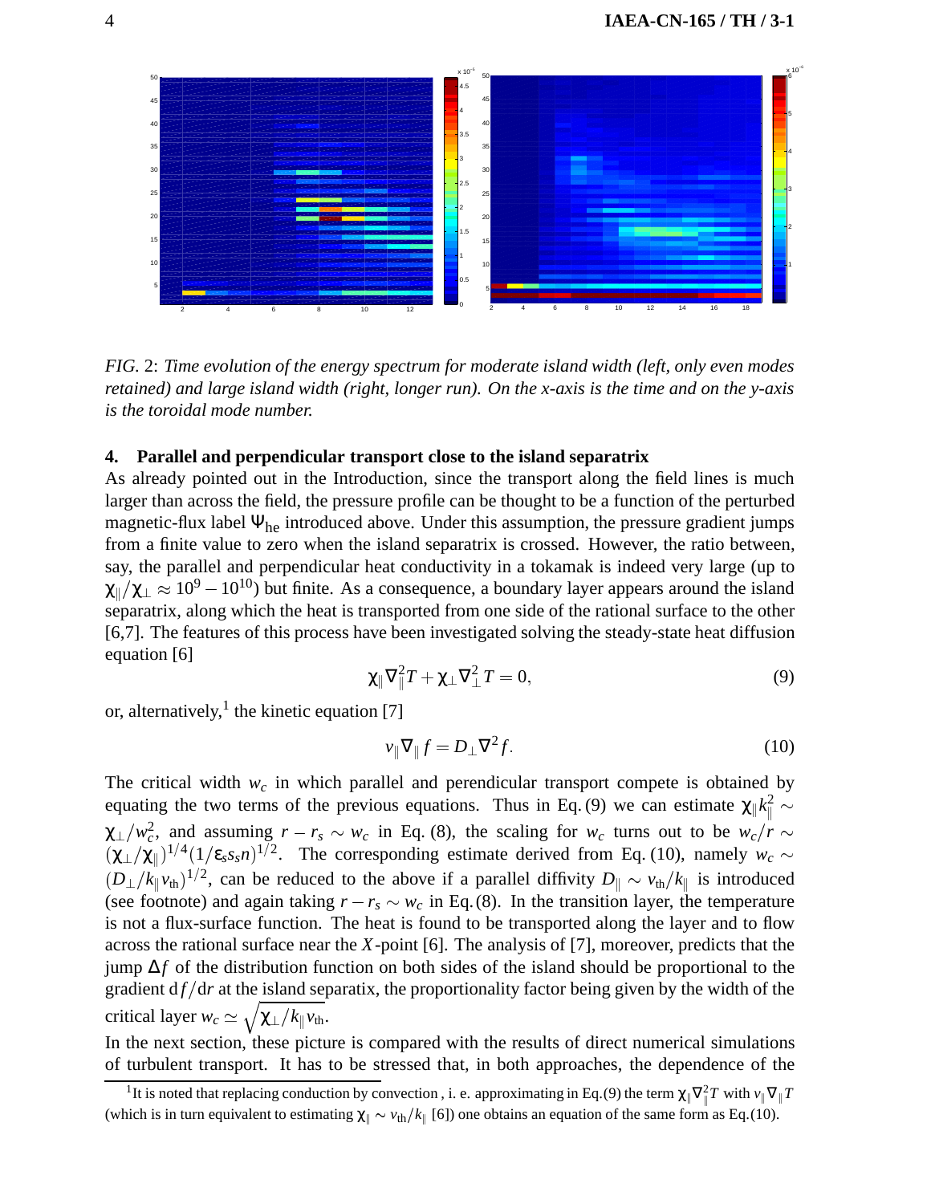FIG. 2: *Time evolution of the energy spectrum for moderate island width (left, only even modes retained) and large island width (right, longer run). On the x-axis is the time and on the y-axis is the toroidal mode number.*

## 4. Parallel and perpendicular transport close to the island separatrix

As already pointed out in the Introduction, since the transport along the field lines is much larger than across the field, the pressure profile can be thought to be a function of the perturbed magnetic-flux label $\Psi_{\rm he}$ introduced above. Under this assumption, the pressure gradient jumps from a finite value to zero when the island separatrix is crossed. However, the ratio between, say, the parallel and perpendicular heat conductivity in a tokamak is indeed very large (up to $\chi_\parallel/\chi_\perp \approx 10^9 - 10^{10}$) but finite. As a consequence, a boundary layer appears around the island separatrix, along which the heat is transported from one side of the rational surface to the other [6,7]. The features of this process have been investigated solving the steady-state heat diffusion equation [6]

$$\chi_\parallel \nabla_\parallel^2 T + \chi_\perp \nabla_\perp^2 T = 0, \tag{9}$$

or, alternatively,[1] the kinetic equation [7]

$$v_\parallel \nabla_\parallel f = D_\perp \nabla^2 f. \tag{10}$$

The critical width $w_c$ in which parallel and perendicular transport compete is obtained by equating the two terms of the previous equations. Thus in Eq. (9) we can estimate $\chi_\parallel k_\parallel^2 \sim \chi_\perp/w_c^2$, and assuming $r - r_s \sim w_c$ in Eq. (8), the scaling for $w_c$ turns out to be $w_c/r \sim (\chi_\perp/\chi_\parallel)^{1/4}(1/\varepsilon_s s_s n)^{1/2}$. The corresponding estimate derived from Eq. (10), namely $w_c \sim (D_\perp/k_\parallel v_{\rm th})^{1/2}$, can be reduced to the above if a parallel diffivity $D_\parallel \sim v_{\rm th}/k_\parallel$ is introduced (see footnote) and again taking $r - r_s \sim w_c$ in Eq. (8). In the transition layer, the temperature is not a flux-surface function. The heat is found to be transported along the layer and to flow across the rational surface near the $X$-point [6]. The analysis of [7], moreover, predicts that the jump $\Delta f$ of the distribution function on both sides of the island should be proportional to the gradient $\mathrm{d}f/\mathrm{d}r$ at the island separatix, the proportionality factor being given by the width of the critical layer $w_c \simeq \sqrt{\chi_\perp/k_\parallel v_{\rm th}}$.

In the next section, these picture is compared with the results of direct numerical simulations of turbulent transport. It has to be stressed that, in both approaches, the dependence of the

[1] It is noted that replacing conduction by convection , i. e. approximating in Eq.(9) the term $\chi_\parallel \nabla_\parallel^2 T$ with $v_\parallel \nabla_\parallel T$ (which is in turn equivalent to estimating $\chi_\parallel \sim v_{\rm th}/k_\parallel$ [6]) one obtains an equation of the same form as Eq.(10).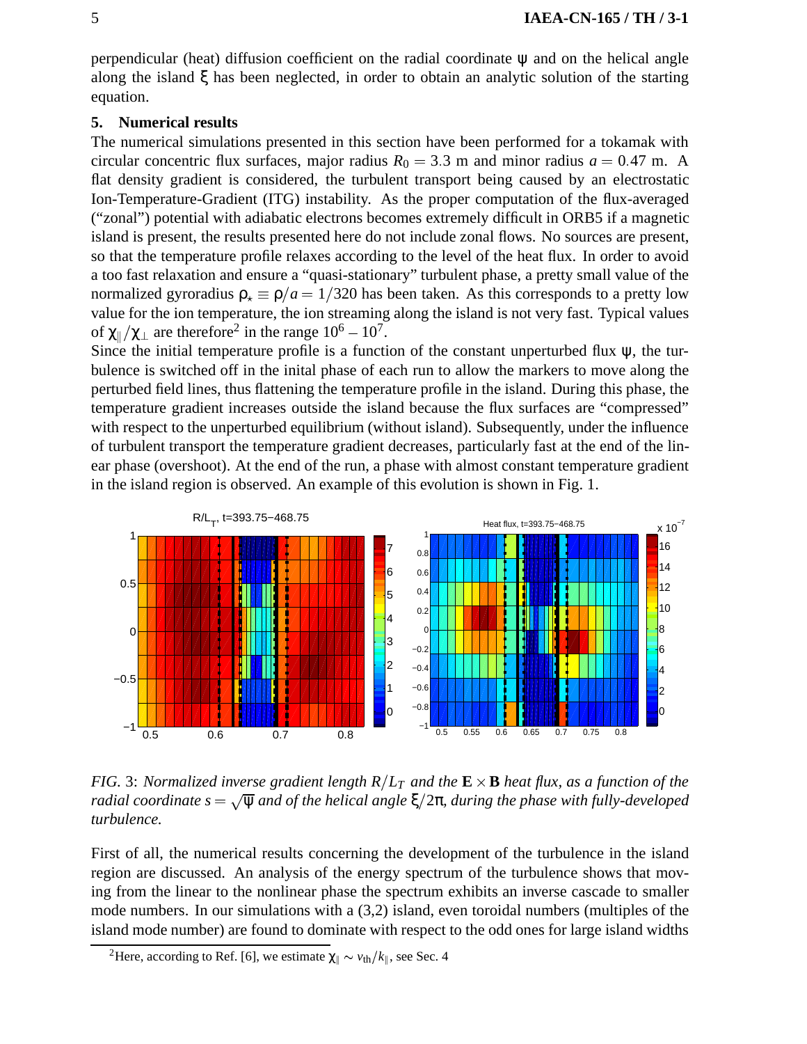perpendicular (heat) diffusion coefficient on the radial coordinate $\psi$ and on the helical angle along the island $\xi$ has been neglected, in order to obtain an analytic solution of the starting equation.

## 5. Numerical results

The numerical simulations presented in this section have been performed for a tokamak with circular concentric flux surfaces, major radius $R_0 = 3.3$ m and minor radius $a = 0.47$ m. A flat density gradient is considered, the turbulent transport being caused by an electrostatic Ion-Temperature-Gradient (ITG) instability. As the proper computation of the flux-averaged ("zonal") potential with adiabatic electrons becomes extremely difficult in ORB5 if a magnetic island is present, the results presented here do not include zonal flows. No sources are present, so that the temperature profile relaxes according to the level of the heat flux. In order to avoid a too fast relaxation and ensure a "quasi-stationary" turbulent phase, a pretty small value of the normalized gyroradius $\rho_\star \equiv \rho/a = 1/320$ has been taken. As this corresponds to a pretty low value for the ion temperature, the ion streaming along the island is not very fast. Typical values of $\chi_\parallel/\chi_\perp$ are therefore[2] in the range $10^6 - 10^7$.

Since the initial temperature profile is a function of the constant unperturbed flux $\psi$, the turbulence is switched off in the inital phase of each run to allow the markers to move along the perturbed field lines, thus flattening the temperature profile in the island. During this phase, the temperature gradient increases outside the island because the flux surfaces are "compressed" with respect to the unperturbed equilibrium (without island). Subsequently, under the influence of turbulent transport the temperature gradient decreases, particularly fast at the end of the linear phase (overshoot). At the end of the run, a phase with almost constant temperature gradient in the island region is observed. An example of this evolution is shown in Fig. 1.

*FIG. 3: Normalized inverse gradient length $R/L_T$ and the $\mathbf{E}\times\mathbf{B}$ heat flux, as a function of the radial coordinate $s = \sqrt{\psi}$ and of the helical angle $\xi/2\pi$, during the phase with fully-developed turbulence.*

First of all, the numerical results concerning the development of the turbulence in the island region are discussed. An analysis of the energy spectrum of the turbulence shows that moving from the linear to the nonlinear phase the spectrum exhibits an inverse cascade to smaller mode numbers. In our simulations with a (3,2) island, even toroidal numbers (multiples of the island mode number) are found to dominate with respect to the odd ones for large island widths

[2] Here, according to Ref. [6], we estimate $\chi_\parallel \sim v_{\rm th}/k_\parallel$, see Sec. 4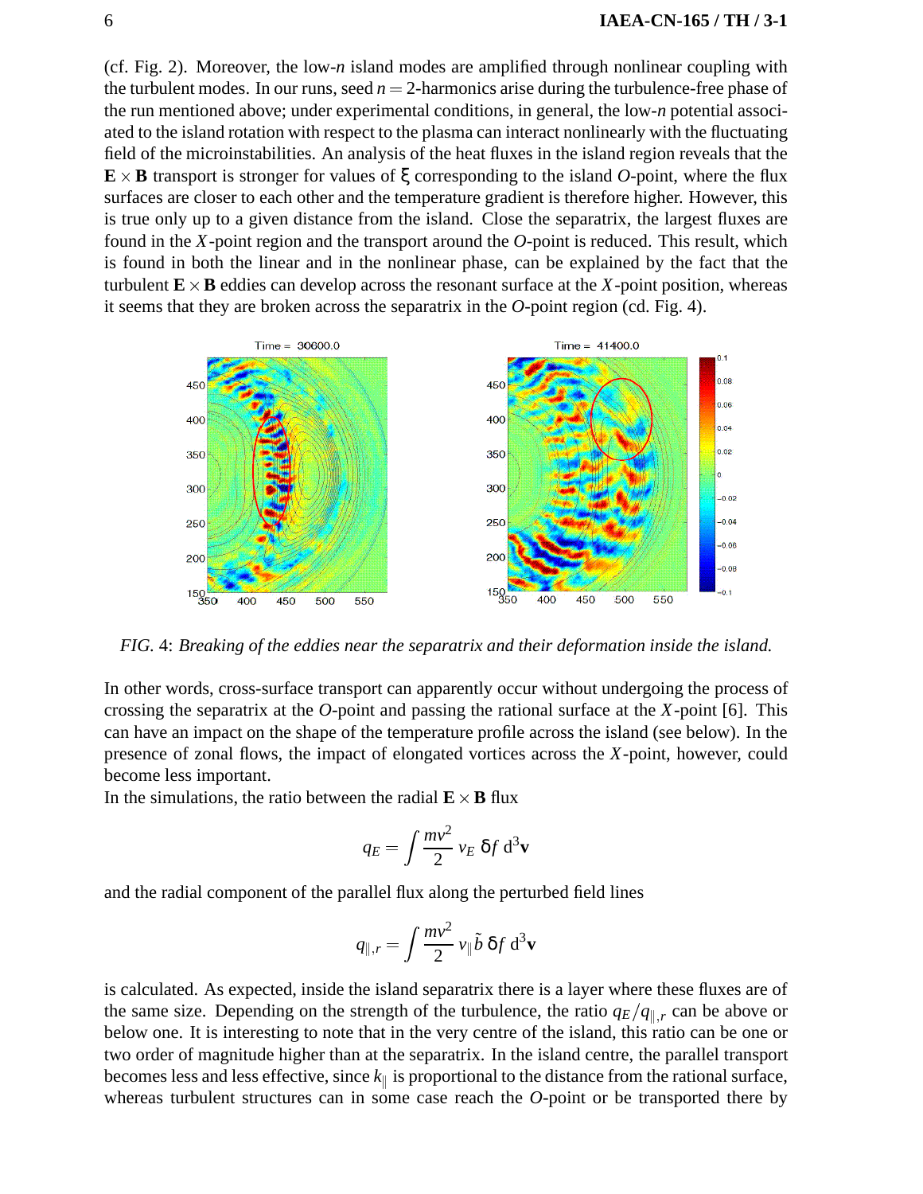(cf. Fig. 2). Moreover, the low-$n$ island modes are amplified through nonlinear coupling with the turbulent modes. In our runs, seed $n = 2$-harmonics arise during the turbulence-free phase of the run mentioned above; under experimental conditions, in general, the low-$n$ potential associated to the island rotation with respect to the plasma can interact nonlinearly with the fluctuating field of the microinstabilities. An analysis of the heat fluxes in the island region reveals that the $\mathbf{E} \times \mathbf{B}$ transport is stronger for values of $\xi$ corresponding to the island $O$-point, where the flux surfaces are closer to each other and the temperature gradient is therefore higher. However, this is true only up to a given distance from the island. Close the separatrix, the largest fluxes are found in the $X$-point region and the transport around the $O$-point is reduced. This result, which is found in both the linear and in the nonlinear phase, can be explained by the fact that the turbulent $\mathbf{E} \times \mathbf{B}$ eddies can develop across the resonant surface at the $X$-point position, whereas it seems that they are broken across the separatrix in the $O$-point region (cd. Fig. 4).

*FIG. 4: Breaking of the eddies near the separatrix and their deformation inside the island.*

In other words, cross-surface transport can apparently occur without undergoing the process of crossing the separatrix at the $O$-point and passing the rational surface at the $X$-point [6]. This can have an impact on the shape of the temperature profile across the island (see below). In the presence of zonal flows, the impact of elongated vortices across the $X$-point, however, could become less important.

In the simulations, the ratio between the radial $\mathbf{E} \times \mathbf{B}$ flux

$$q_E = \int \frac{mv^2}{2} v_E \, \delta f \, \mathrm{d}^3\mathbf{v}$$

and the radial component of the parallel flux along the perturbed field lines

$$q_{\parallel,r} = \int \frac{mv^2}{2} v_\parallel \tilde{b} \, \delta f \, \mathrm{d}^3\mathbf{v}$$

is calculated. As expected, inside the island separatrix there is a layer where these fluxes are of the same size. Depending on the strength of the turbulence, the ratio $q_E / q_{\parallel,r}$ can be above or below one. It is interesting to note that in the very centre of the island, this ratio can be one or two order of magnitude higher than at the separatrix. In the island centre, the parallel transport becomes less and less effective, since $k_\parallel$ is proportional to the distance from the rational surface, whereas turbulent structures can in some case reach the $O$-point or be transported there by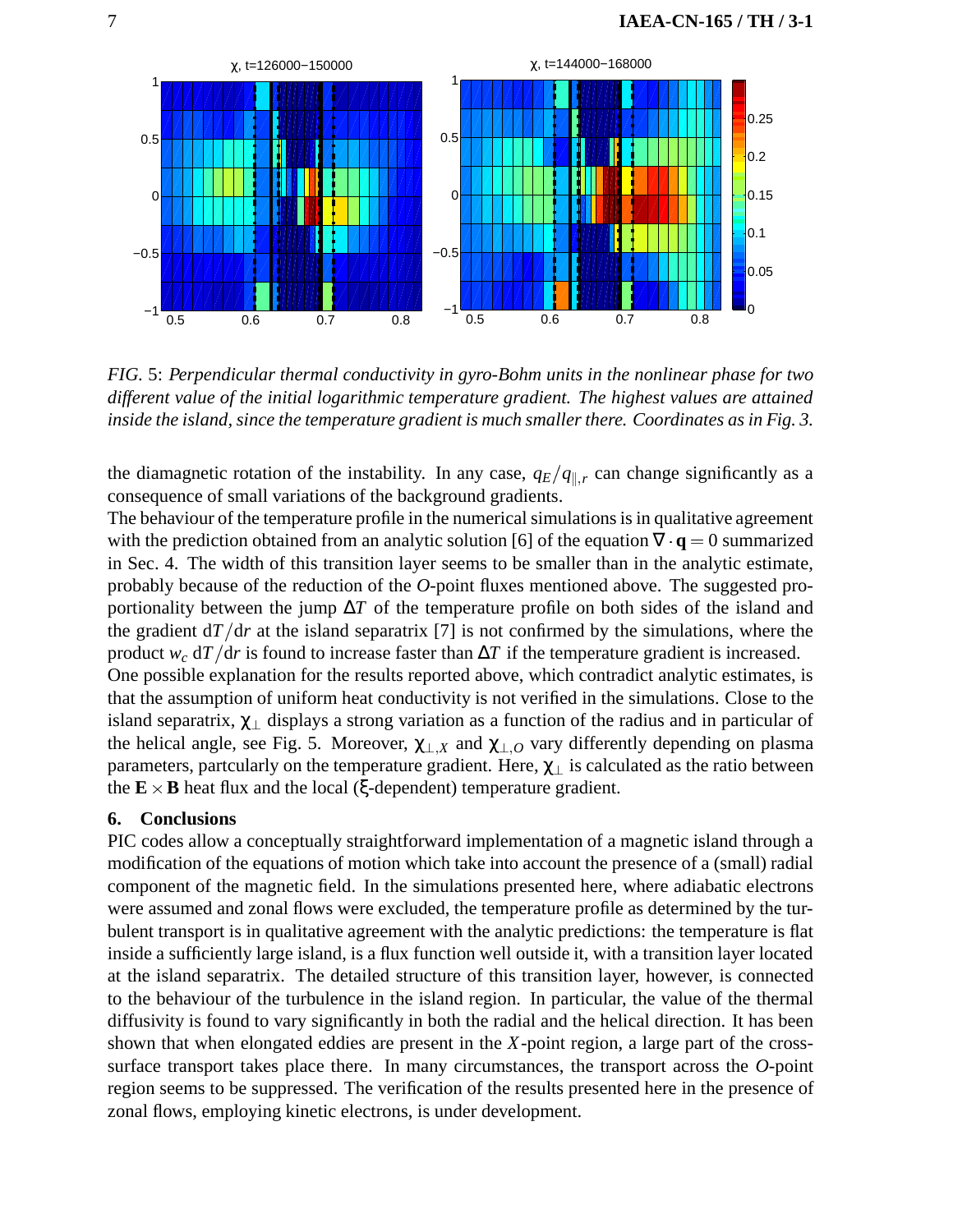*FIG. 5: Perpendicular thermal conductivity in gyro-Bohm units in the nonlinear phase for two different value of the initial logarithmic temperature gradient. The highest values are attained inside the island, since the temperature gradient is much smaller there. Coordinates as in Fig. 3.*

the diamagnetic rotation of the instability. In any case, $q_E/q_{\|,r}$ can change significantly as a consequence of small variations of the background gradients.

The behaviour of the temperature profile in the numerical simulations is in qualitative agreement with the prediction obtained from an analytic solution [6] of the equation $\nabla \cdot \mathbf{q} = 0$ summarized in Sec. 4. The width of this transition layer seems to be smaller than in the analytic estimate, probably because of the reduction of the *O*-point fluxes mentioned above. The suggested proportionality between the jump $\Delta T$ of the temperature profile on both sides of the island and the gradient $\mathrm{d}T/\mathrm{d}r$ at the island separatrix [7] is not confirmed by the simulations, where the product $w_c\, \mathrm{d}T/\mathrm{d}r$ is found to increase faster than $\Delta T$ if the temperature gradient is increased.

One possible explanation for the results reported above, which contradict analytic estimates, is that the assumption of uniform heat conductivity is not verified in the simulations. Close to the island separatrix, $\chi_\perp$ displays a strong variation as a function of the radius and in particular of the helical angle, see Fig. 5. Moreover, $\chi_{\perp,X}$ and $\chi_{\perp,O}$ vary differently depending on plasma parameters, partcularly on the temperature gradient. Here, $\chi_\perp$ is calculated as the ratio between the $\mathbf{E} \times \mathbf{B}$ heat flux and the local ($\xi$-dependent) temperature gradient.

## 6. Conclusions

PIC codes allow a conceptually straightforward implementation of a magnetic island through a modification of the equations of motion which take into account the presence of a (small) radial component of the magnetic field. In the simulations presented here, where adiabatic electrons were assumed and zonal flows were excluded, the temperature profile as determined by the turbulent transport is in qualitative agreement with the analytic predictions: the temperature is flat inside a sufficiently large island, is a flux function well outside it, with a transition layer located at the island separatrix. The detailed structure of this transition layer, however, is connected to the behaviour of the turbulence in the island region. In particular, the value of the thermal diffusivity is found to vary significantly in both the radial and the helical direction. It has been shown that when elongated eddies are present in the *X*-point region, a large part of the cross-surface transport takes place there. In many circumstances, the transport across the *O*-point region seems to be suppressed. The verification of the results presented here in the presence of zonal flows, employing kinetic electrons, is under development.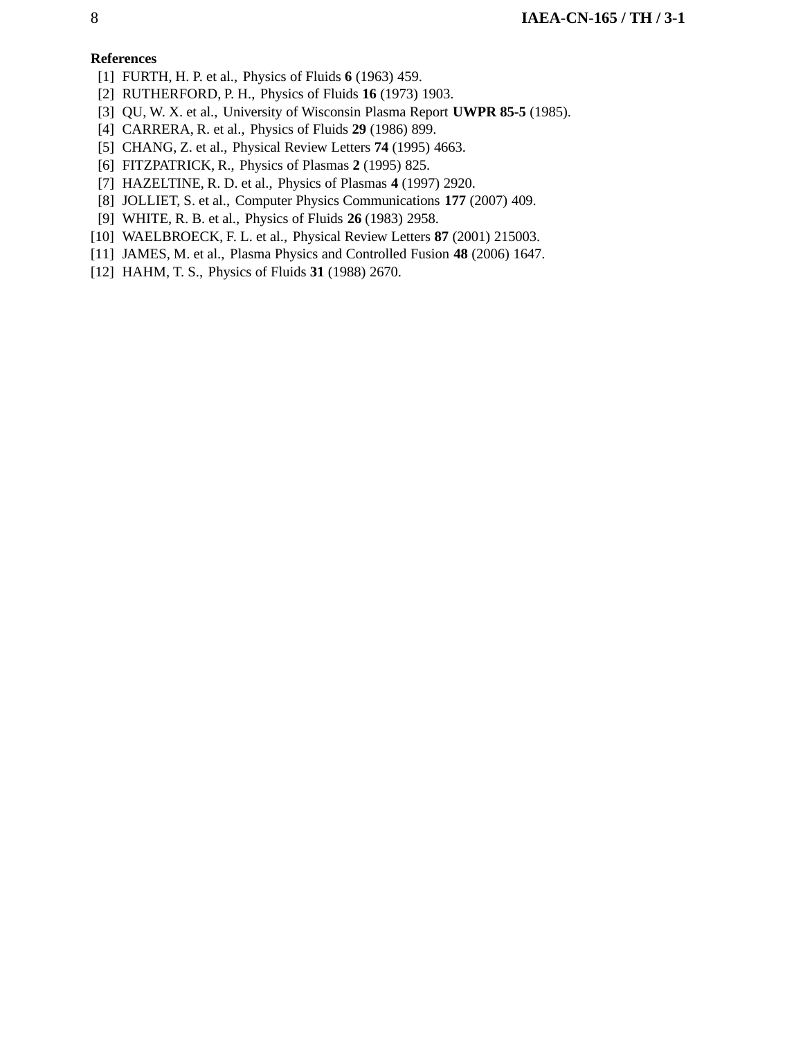**References**

[1] FURTH, H. P. et al., Physics of Fluids **6** (1963) 459.
[2] RUTHERFORD, P. H., Physics of Fluids **16** (1973) 1903.
[3] QU, W. X. et al., University of Wisconsin Plasma Report **UWPR 85-5** (1985).
[4] CARRERA, R. et al., Physics of Fluids **29** (1986) 899.
[5] CHANG, Z. et al., Physical Review Letters **74** (1995) 4663.
[6] FITZPATRICK, R., Physics of Plasmas **2** (1995) 825.
[7] HAZELTINE, R. D. et al., Physics of Plasmas **4** (1997) 2920.
[8] JOLLIET, S. et al., Computer Physics Communications **177** (2007) 409.
[9] WHITE, R. B. et al., Physics of Fluids **26** (1983) 2958.
[10] WAELBROECK, F. L. et al., Physical Review Letters **87** (2001) 215003.
[11] JAMES, M. et al., Plasma Physics and Controlled Fusion **48** (2006) 1647.
[12] HAHM, T. S., Physics of Fluids **31** (1988) 2670.